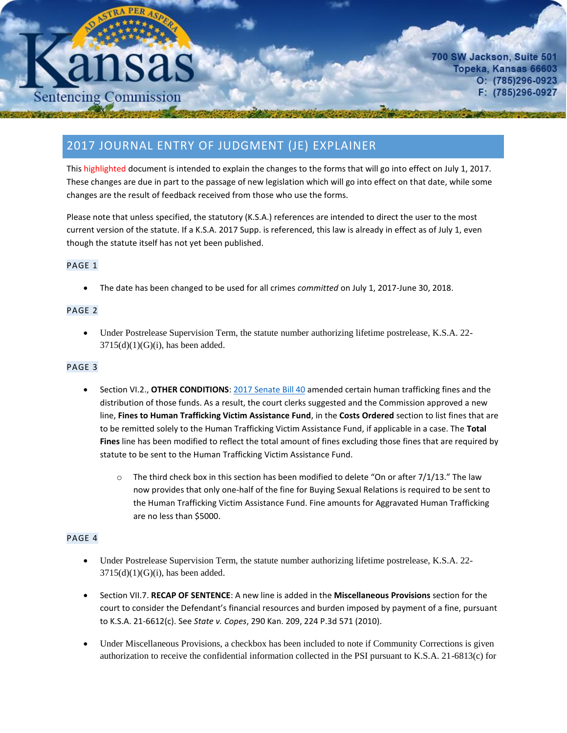Kansas Sentencing Commission

700 SW Jackson, Suite 501
Topeka, Kansas 66603
O: (785)296-0923
F: (785)296-0927

## 2017 JOURNAL ENTRY OF JUDGMENT (JE) EXPLAINER

This highlighted document is intended to explain the changes to the forms that will go into effect on July 1, 2017. These changes are due in part to the passage of new legislation which will go into effect on that date, while some changes are the result of feedback received from those who use the forms.

Please note that unless specified, the statutory (K.S.A.) references are intended to direct the user to the most current version of the statute. If a K.S.A. 2017 Supp. is referenced, this law is already in effect as of July 1, even though the statute itself has not yet been published.

### PAGE 1

- The date has been changed to be used for all crimes *committed* on July 1, 2017-June 30, 2018.

### PAGE 2

- Under Postrelease Supervision Term, the statute number authorizing lifetime postrelease, K.S.A. 22-3715(d)(1)(G)(i), has been added.

### PAGE 3

- Section VI.2., **OTHER CONDITIONS**: 2017 Senate Bill 40 amended certain human trafficking fines and the distribution of those funds. As a result, the court clerks suggested and the Commission approved a new line, **Fines to Human Trafficking Victim Assistance Fund**, in the **Costs Ordered** section to list fines that are to be remitted solely to the Human Trafficking Victim Assistance Fund, if applicable in a case. The **Total Fines** line has been modified to reflect the total amount of fines excluding those fines that are required by statute to be sent to the Human Trafficking Victim Assistance Fund.
  - The third check box in this section has been modified to delete "On or after 7/1/13." The law now provides that only one-half of the fine for Buying Sexual Relations is required to be sent to the Human Trafficking Victim Assistance Fund. Fine amounts for Aggravated Human Trafficking are no less than $5000.

### PAGE 4

- Under Postrelease Supervision Term, the statute number authorizing lifetime postrelease, K.S.A. 22-3715(d)(1)(G)(i), has been added.
- Section VII.7. **RECAP OF SENTENCE**: A new line is added in the **Miscellaneous Provisions** section for the court to consider the Defendant's financial resources and burden imposed by payment of a fine, pursuant to K.S.A. 21-6612(c). See *State v. Copes*, 290 Kan. 209, 224 P.3d 571 (2010).
- Under Miscellaneous Provisions, a checkbox has been included to note if Community Corrections is given authorization to receive the confidential information collected in the PSI pursuant to K.S.A. 21-6813(c) for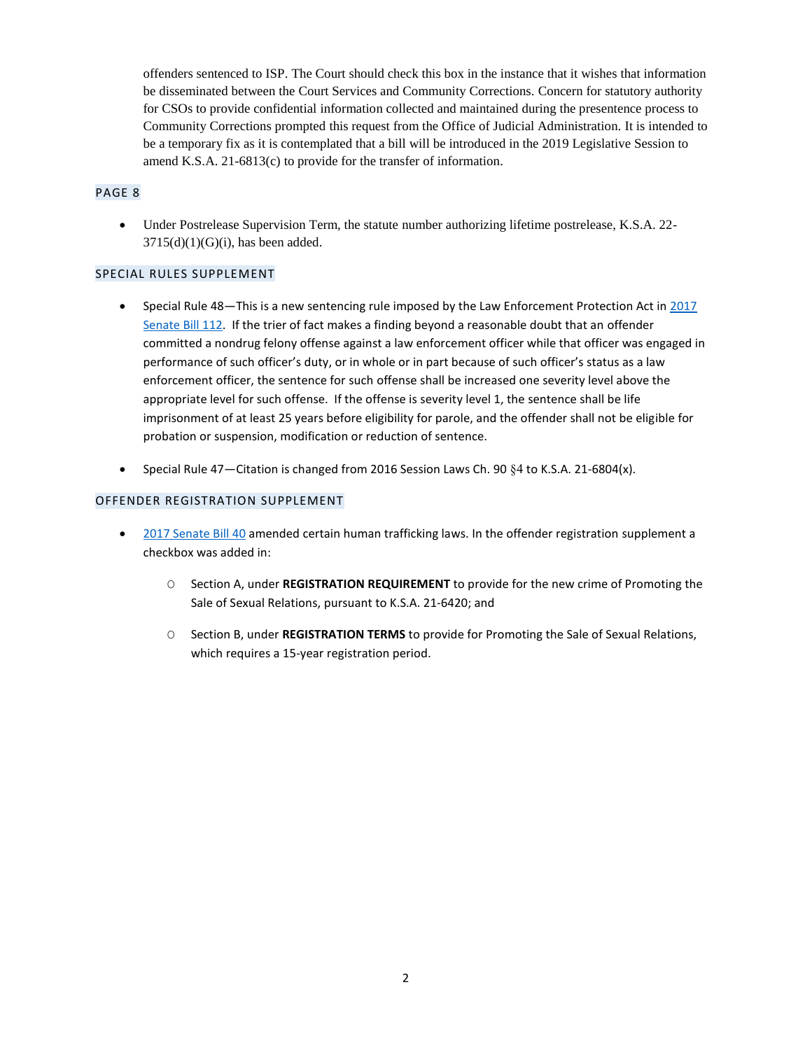offenders sentenced to ISP. The Court should check this box in the instance that it wishes that information be disseminated between the Court Services and Community Corrections. Concern for statutory authority for CSOs to provide confidential information collected and maintained during the presentence process to Community Corrections prompted this request from the Office of Judicial Administration. It is intended to be a temporary fix as it is contemplated that a bill will be introduced in the 2019 Legislative Session to amend K.S.A. 21-6813(c) to provide for the transfer of information.

## PAGE 8

- Under Postrelease Supervision Term, the statute number authorizing lifetime postrelease, K.S.A. 22-3715(d)(1)(G)(i), has been added.

## SPECIAL RULES SUPPLEMENT

- Special Rule 48—This is a new sentencing rule imposed by the Law Enforcement Protection Act in 2017 Senate Bill 112. If the trier of fact makes a finding beyond a reasonable doubt that an offender committed a nondrug felony offense against a law enforcement officer while that officer was engaged in performance of such officer's duty, or in whole or in part because of such officer's status as a law enforcement officer, the sentence for such offense shall be increased one severity level above the appropriate level for such offense. If the offense is severity level 1, the sentence shall be life imprisonment of at least 25 years before eligibility for parole, and the offender shall not be eligible for probation or suspension, modification or reduction of sentence.

- Special Rule 47—Citation is changed from 2016 Session Laws Ch. 90 §4 to K.S.A. 21-6804(x).

## OFFENDER REGISTRATION SUPPLEMENT

- 2017 Senate Bill 40 amended certain human trafficking laws. In the offender registration supplement a checkbox was added in:
  - Section A, under **REGISTRATION REQUIREMENT** to provide for the new crime of Promoting the Sale of Sexual Relations, pursuant to K.S.A. 21-6420; and
  - Section B, under **REGISTRATION TERMS** to provide for Promoting the Sale of Sexual Relations, which requires a 15-year registration period.